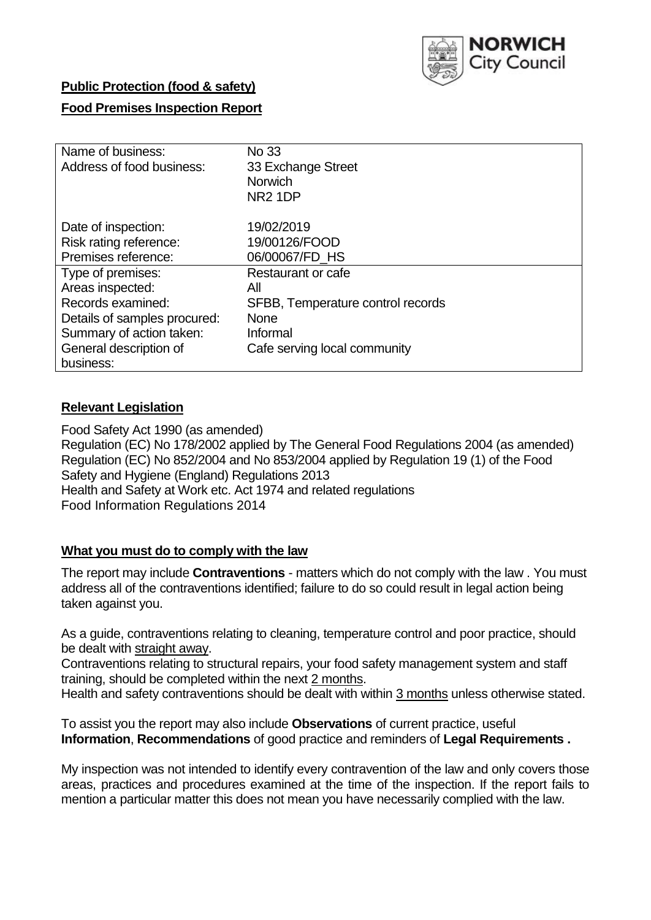**Public Protection (food & safety)**

**Food Premises Inspection Report**

| | |
|---|---|
| Name of business: | No 33 |
| Address of food business: | 33 Exchange Street<br>Norwich<br>NR2 1DP |
| Date of inspection: | 19/02/2019 |
| Risk rating reference: | 19/00126/FOOD |
| Premises reference: | 06/00067/FD_HS |
| Type of premises: | Restaurant or cafe |
| Areas inspected: | All |
| Records examined: | SFBB, Temperature control records |
| Details of samples procured: | None |
| Summary of action taken: | Informal |
| General description of business: | Cafe serving local community |

## Relevant Legislation

Food Safety Act 1990 (as amended)
Regulation (EC) No 178/2002 applied by The General Food Regulations 2004 (as amended)
Regulation (EC) No 852/2004 and No 853/2004 applied by Regulation 19 (1) of the Food Safety and Hygiene (England) Regulations 2013
Health and Safety at Work etc. Act 1974 and related regulations
Food Information Regulations 2014

## What you must do to comply with the law

The report may include **Contraventions** - matters which do not comply with the law . You must address all of the contraventions identified; failure to do so could result in legal action being taken against you.

As a guide, contraventions relating to cleaning, temperature control and poor practice, should be dealt with straight away.

Contraventions relating to structural repairs, your food safety management system and staff training, should be completed within the next 2 months.

Health and safety contraventions should be dealt with within 3 months unless otherwise stated.

To assist you the report may also include **Observations** of current practice, useful **Information**, **Recommendations** of good practice and reminders of **Legal Requirements .**

My inspection was not intended to identify every contravention of the law and only covers those areas, practices and procedures examined at the time of the inspection. If the report fails to mention a particular matter this does not mean you have necessarily complied with the law.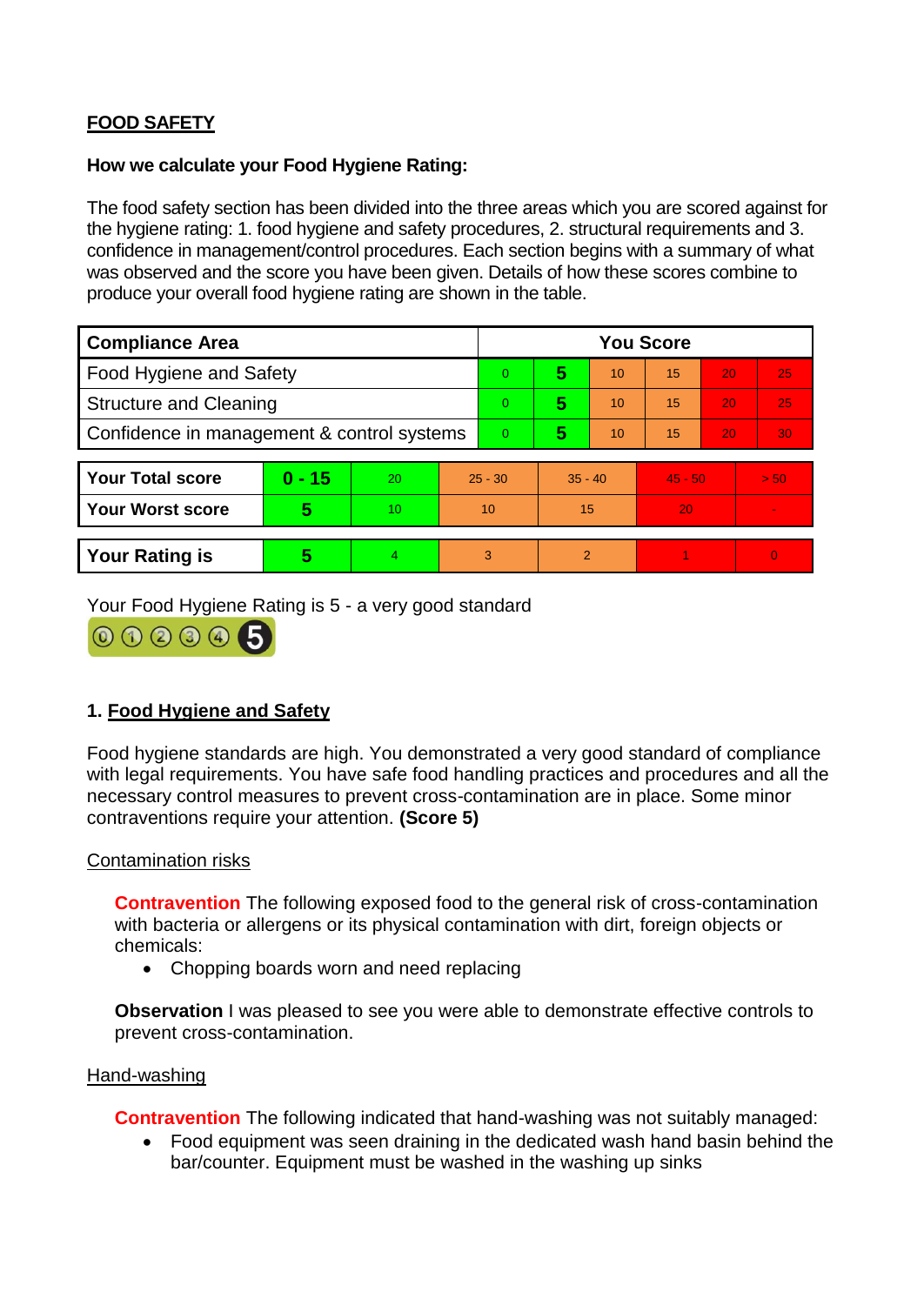## FOOD SAFETY

**How we calculate your Food Hygiene Rating:**

The food safety section has been divided into the three areas which you are scored against for the hygiene rating: 1. food hygiene and safety procedures, 2. structural requirements and 3. confidence in management/control procedures. Each section begins with a summary of what was observed and the score you have been given. Details of how these scores combine to produce your overall food hygiene rating are shown in the table.

| Compliance Area | You Score | | | | | |
|---|---|---|---|---|---|---|
| Food Hygiene and Safety | 0 | **5** | 10 | 15 | 20 | 25 |
| Structure and Cleaning | 0 | **5** | 10 | 15 | 20 | 25 |
| Confidence in management & control systems | 0 | **5** | 10 | 15 | 20 | 30 |

| | | | | | | |
|---|---|---|---|---|---|---|
| **Your Total score** | **0 - 15** | 20 | 25 - 30 | 35 - 40 | 45 - 50 | > 50 |
| **Your Worst score** | **5** | 10 | 10 | 15 | 20 | - |

| | | | | | | |
|---|---|---|---|---|---|---|
| **Your Rating is** | **5** | 4 | 3 | 2 | 1 | 0 |

Your Food Hygiene Rating is 5 - a very good standard

## 1. Food Hygiene and Safety

Food hygiene standards are high. You demonstrated a very good standard of compliance with legal requirements. You have safe food handling practices and procedures and all the necessary control measures to prevent cross-contamination are in place. Some minor contraventions require your attention. **(Score 5)**

### Contamination risks

**Contravention** The following exposed food to the general risk of cross-contamination with bacteria or allergens or its physical contamination with dirt, foreign objects or chemicals:

- Chopping boards worn and need replacing

**Observation** I was pleased to see you were able to demonstrate effective controls to prevent cross-contamination.

### Hand-washing

**Contravention** The following indicated that hand-washing was not suitably managed:

- Food equipment was seen draining in the dedicated wash hand basin behind the bar/counter. Equipment must be washed in the washing up sinks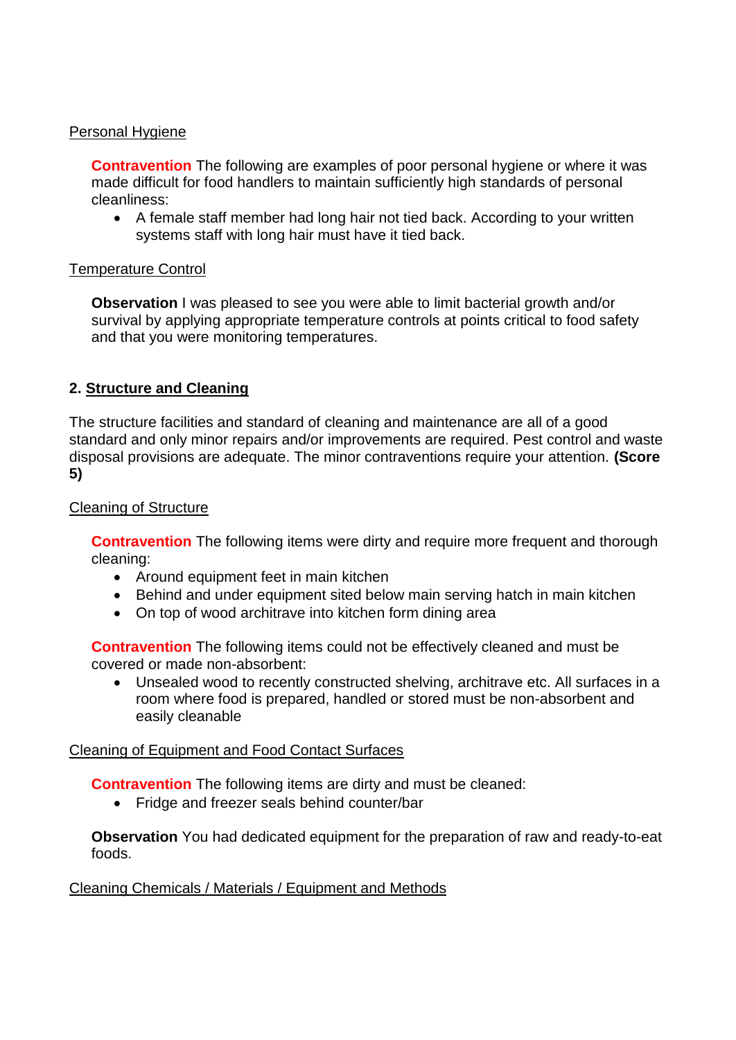Personal Hygiene

**Contravention** The following are examples of poor personal hygiene or where it was made difficult for food handlers to maintain sufficiently high standards of personal cleanliness:

- A female staff member had long hair not tied back. According to your written systems staff with long hair must have it tied back.

Temperature Control

**Observation** I was pleased to see you were able to limit bacterial growth and/or survival by applying appropriate temperature controls at points critical to food safety and that you were monitoring temperatures.

## 2. Structure and Cleaning

The structure facilities and standard of cleaning and maintenance are all of a good standard and only minor repairs and/or improvements are required. Pest control and waste disposal provisions are adequate. The minor contraventions require your attention. **(Score 5)**

Cleaning of Structure

**Contravention** The following items were dirty and require more frequent and thorough cleaning:

- Around equipment feet in main kitchen
- Behind and under equipment sited below main serving hatch in main kitchen
- On top of wood architrave into kitchen form dining area

**Contravention** The following items could not be effectively cleaned and must be covered or made non-absorbent:

- Unsealed wood to recently constructed shelving, architrave etc. All surfaces in a room where food is prepared, handled or stored must be non-absorbent and easily cleanable

Cleaning of Equipment and Food Contact Surfaces

**Contravention** The following items are dirty and must be cleaned:

- Fridge and freezer seals behind counter/bar

**Observation** You had dedicated equipment for the preparation of raw and ready-to-eat foods.

Cleaning Chemicals / Materials / Equipment and Methods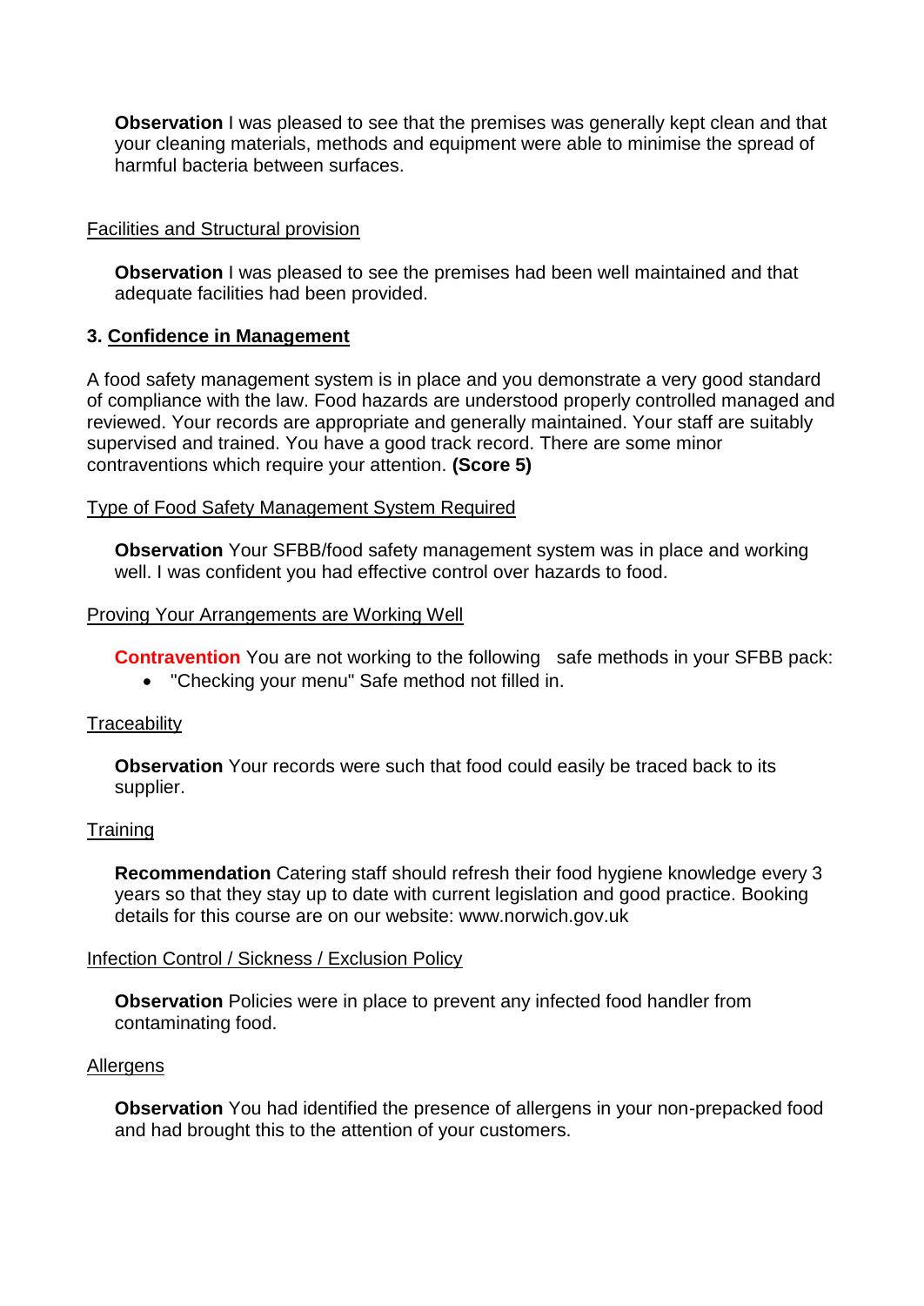**Observation** I was pleased to see that the premises was generally kept clean and that your cleaning materials, methods and equipment were able to minimise the spread of harmful bacteria between surfaces.

Facilities and Structural provision

**Observation** I was pleased to see the premises had been well maintained and that adequate facilities had been provided.

## 3. Confidence in Management

A food safety management system is in place and you demonstrate a very good standard of compliance with the law. Food hazards are understood properly controlled managed and reviewed. Your records are appropriate and generally maintained. Your staff are suitably supervised and trained. You have a good track record. There are some minor contraventions which require your attention. **(Score 5)**

Type of Food Safety Management System Required

**Observation** Your SFBB/food safety management system was in place and working well. I was confident you had effective control over hazards to food.

Proving Your Arrangements are Working Well

**Contravention** You are not working to the following safe methods in your SFBB pack:

- "Checking your menu" Safe method not filled in.

Traceability

**Observation** Your records were such that food could easily be traced back to its supplier.

Training

**Recommendation** Catering staff should refresh their food hygiene knowledge every 3 years so that they stay up to date with current legislation and good practice. Booking details for this course are on our website: www.norwich.gov.uk

Infection Control / Sickness / Exclusion Policy

**Observation** Policies were in place to prevent any infected food handler from contaminating food.

Allergens

**Observation** You had identified the presence of allergens in your non-prepacked food and had brought this to the attention of your customers.